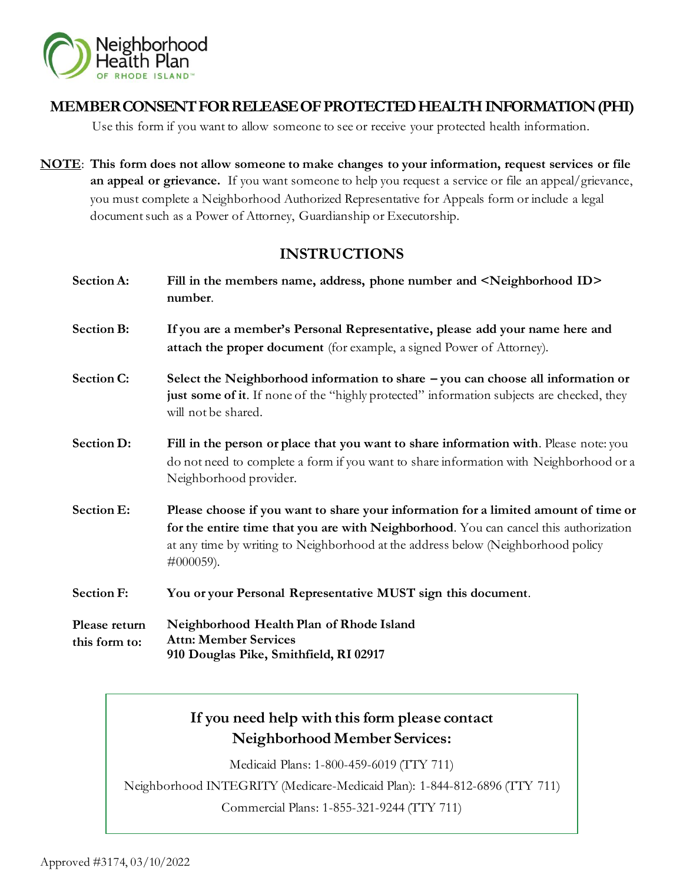Neighborhood Health Plan OF RHODE ISLAND

# MEMBER CONSENT FOR RELEASE OF PROTECTED HEALTH INFORMATION (PHI)

Use this form if you want to allow someone to see or receive your protected health information.

**NOTE**: **This form does not allow someone to make changes to your information, request services or file an appeal or grievance.** If you want someone to help you request a service or file an appeal/grievance, you must complete a Neighborhood Authorized Representative for Appeals form or include a legal document such as a Power of Attorney, Guardianship or Executorship.

## INSTRUCTIONS

**Section A:** **Fill in the members name, address, phone number and <Neighborhood ID> number**.

**Section B:** **If you are a member's Personal Representative, please add your name here and attach the proper document** (for example, a signed Power of Attorney).

**Section C:** **Select the Neighborhood information to share – you can choose all information or just some of it**. If none of the "highly protected" information subjects are checked, they will not be shared.

**Section D:** **Fill in the person or place that you want to share information with**. Please note: you do not need to complete a form if you want to share information with Neighborhood or a Neighborhood provider.

**Section E:** **Please choose if you want to share your information for a limited amount of time or for the entire time that you are with Neighborhood**. You can cancel this authorization at any time by writing to Neighborhood at the address below (Neighborhood policy #000059).

**Section F:** **You or your Personal Representative MUST sign this document**.

**Please return this form to:**
**Neighborhood Health Plan of Rhode Island**
**Attn: Member Services**
**910 Douglas Pike, Smithfield, RI 02917**

### If you need help with this form please contact Neighborhood Member Services:

Medicaid Plans: 1-800-459-6019 (TTY 711)

Neighborhood INTEGRITY (Medicare-Medicaid Plan): 1-844-812-6896 (TTY 711)

Commercial Plans: 1-855-321-9244 (TTY 711)

Approved #3174, 03/10/2022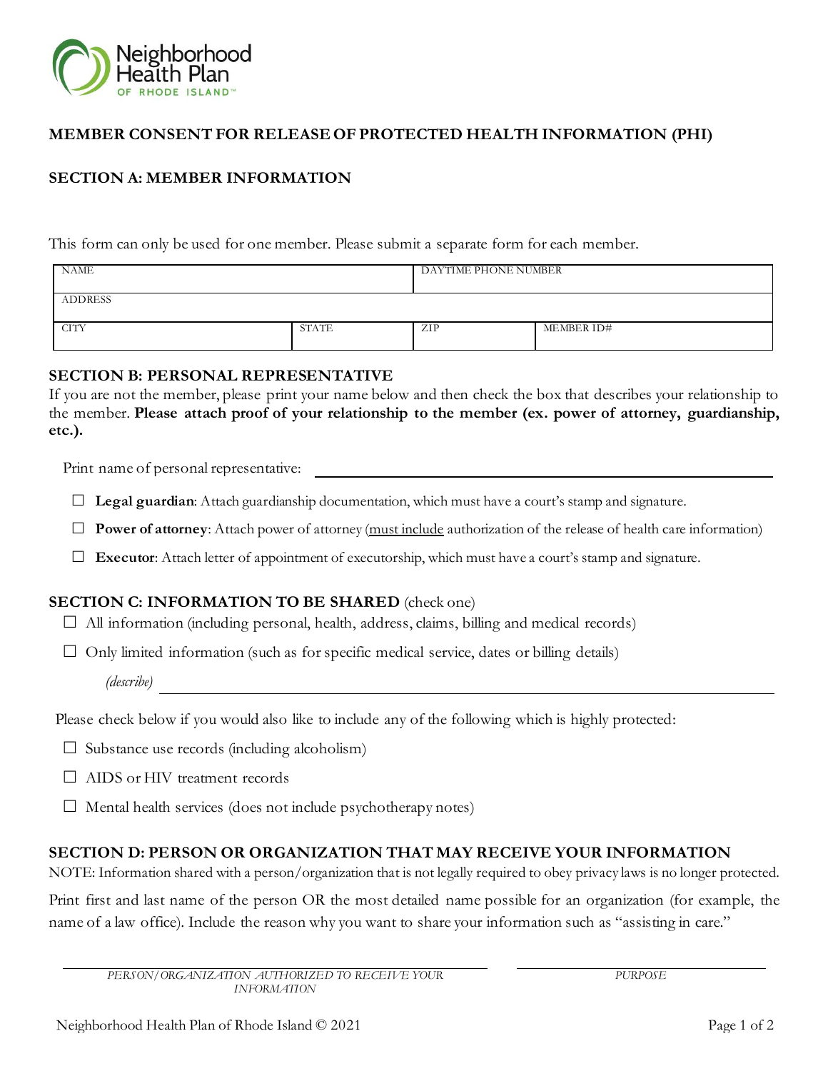Neighborhood Health Plan OF RHODE ISLAND

# MEMBER CONSENT FOR RELEASE OF PROTECTED HEALTH INFORMATION (PHI)

## SECTION A: MEMBER INFORMATION

This form can only be used for one member. Please submit a separate form for each member.

| NAME | | DAYTIME PHONE NUMBER | |
|---|---|---|---|
| ADDRESS | | | |
| CITY | STATE | ZIP | MEMBER ID# |

## SECTION B: PERSONAL REPRESENTATIVE

If you are not the member, please print your name below and then check the box that describes your relationship to the member. **Please attach proof of your relationship to the member (ex. power of attorney, guardianship, etc.).**

Print name of personal representative: ______________________________

- ☐ **Legal guardian**: Attach guardianship documentation, which must have a court's stamp and signature.
- ☐ **Power of attorney**: Attach power of attorney (must include authorization of the release of health care information)
- ☐ **Executor**: Attach letter of appointment of executorship, which must have a court's stamp and signature.

## SECTION C: INFORMATION TO BE SHARED (check one)

- ☐ All information (including personal, health, address, claims, billing and medical records)
- ☐ Only limited information (such as for specific medical service, dates or billing details)

  *(describe)* ______________________________

Please check below if you would also like to include any of the following which is highly protected:

- ☐ Substance use records (including alcoholism)
- ☐ AIDS or HIV treatment records
- ☐ Mental health services (does not include psychotherapy notes)

## SECTION D: PERSON OR ORGANIZATION THAT MAY RECEIVE YOUR INFORMATION

NOTE: Information shared with a person/organization that is not legally required to obey privacy laws is no longer protected.

Print first and last name of the person OR the most detailed name possible for an organization (for example, the name of a law office). Include the reason why you want to share your information such as "assisting in care."

______________________________ ______________________________

*PERSON/ORGANIZATION AUTHORIZED TO RECEIVE YOUR INFORMATION* *PURPOSE*

Neighborhood Health Plan of Rhode Island © 2021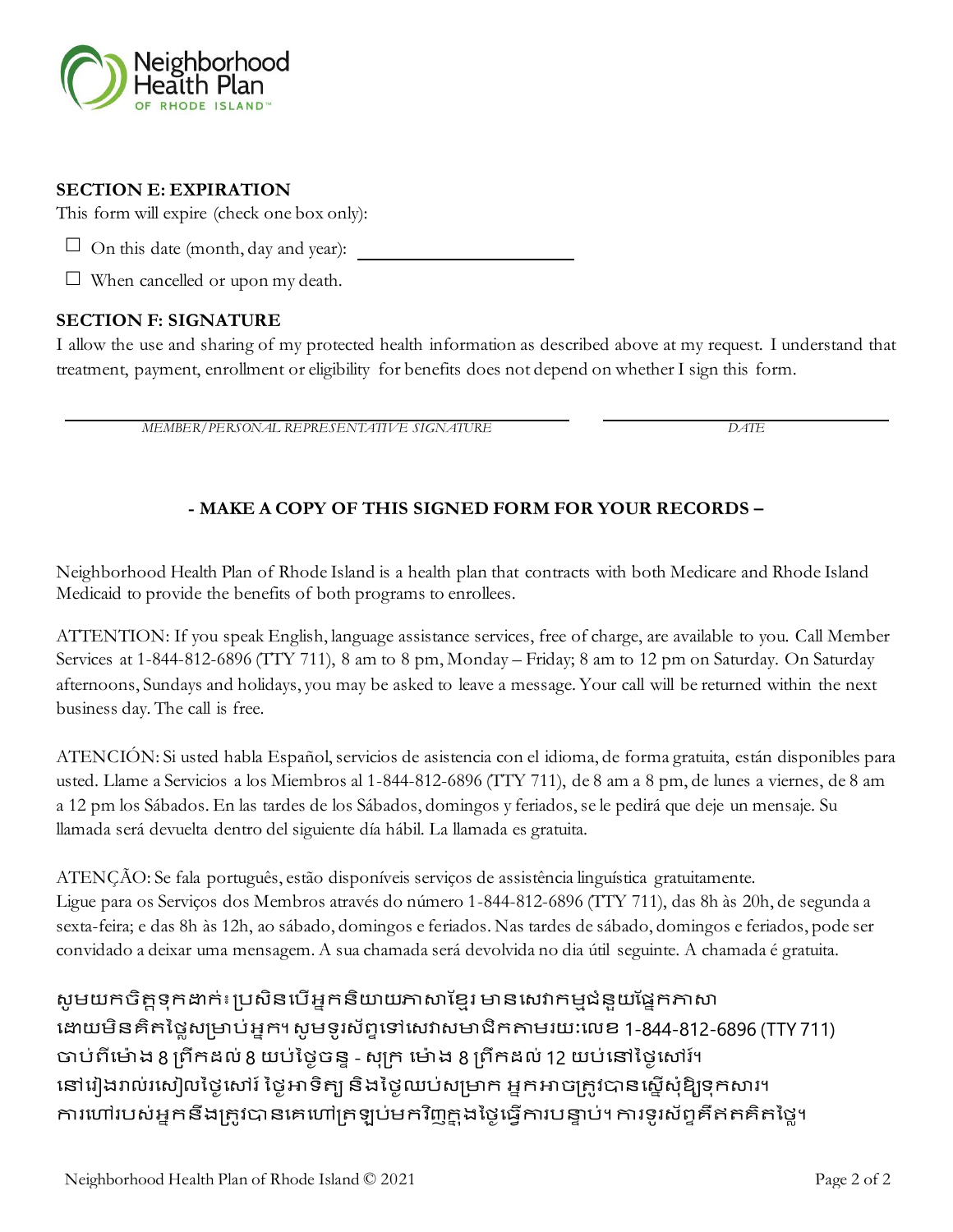## SECTION E: EXPIRATION

This form will expire (check one box only):

☐ On this date (month, day and year): ____________________

☐ When cancelled or upon my death.

## SECTION F: SIGNATURE

I allow the use and sharing of my protected health information as described above at my request. I understand that treatment, payment, enrollment or eligibility for benefits does not depend on whether I sign this form.

_MEMBER/PERSONAL REPRESENTATIVE SIGNATURE_ ____________________ _DATE_ ____________________

**- MAKE A COPY OF THIS SIGNED FORM FOR YOUR RECORDS –**

Neighborhood Health Plan of Rhode Island is a health plan that contracts with both Medicare and Rhode Island Medicaid to provide the benefits of both programs to enrollees.

ATTENTION: If you speak English, language assistance services, free of charge, are available to you. Call Member Services at 1-844-812-6896 (TTY 711), 8 am to 8 pm, Monday – Friday; 8 am to 12 pm on Saturday. On Saturday afternoons, Sundays and holidays, you may be asked to leave a message. Your call will be returned within the next business day. The call is free.

ATENCIÓN: Si usted habla Español, servicios de asistencia con el idioma, de forma gratuita, están disponibles para usted. Llame a Servicios a los Miembros al 1-844-812-6896 (TTY 711), de 8 am a 8 pm, de lunes a viernes, de 8 am a 12 pm los Sábados. En las tardes de los Sábados, domingos y feriados, se le pedirá que deje un mensaje. Su llamada será devuelta dentro del siguiente día hábil. La llamada es gratuita.

ATENÇÃO: Se fala português, estão disponíveis serviços de assistência linguística gratuitamente. Ligue para os Serviços dos Membros através do número 1-844-812-6896 (TTY 711), das 8h às 20h, de segunda a sexta-feira; e das 8h às 12h, ao sábado, domingos e feriados. Nas tardes de sábado, domingos e feriados, pode ser convidado a deixar uma mensagem. A sua chamada será devolvida no dia útil seguinte. A chamada é gratuita.

សូមយកចិត្តទុកដាក់៖ ប្រសិនបើអ្នកនិយាយភាសាខ្មែរ មានសេវាកម្មជំនួយផ្នែកភាសា ដោយមិនគិតថ្លៃសម្រាប់អ្នក។ សូមទូរស័ព្ទទៅសេវាសមាជិកតាមរយៈលេខ 1-844-812-6896 (TTY 711) ចាប់ពីម៉ោង 8 ព្រឹកដល់ 8 យប់ថ្ងៃចន្ទ - សុក្រ ម៉ោង 8 ព្រឹកដល់ 12 យប់នៅថ្ងៃសៅរ៍។ នៅរៀងរាល់រសៀលថ្ងៃសៅរ៍ ថ្ងៃអាទិត្យ និងថ្ងៃឈប់សម្រាក អ្នកអាចត្រូវបានស្នើសុំឱ្យទុកសារ។ ការហៅរបស់អ្នកនឹងត្រូវបានគេហៅត្រឡប់មកវិញក្នុងថ្ងៃធ្វើការបន្ទាប់។ ការទូរស័ព្ទគឺឥតគិតថ្លៃ។

Neighborhood Health Plan of Rhode Island © 2021